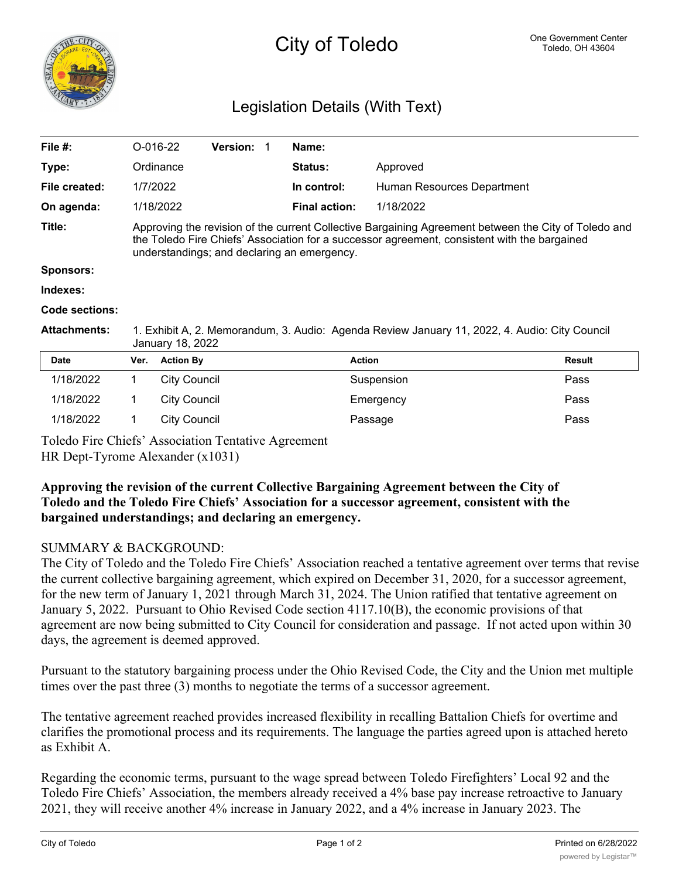# City of Toledo

One Government Center
Toledo, OH 43604

## Legislation Details (With Text)

| | | | |
|---|---|---|---|
| **File #:** | O-016-22 **Version:** 1 | **Name:** | |
| **Type:** | Ordinance | **Status:** | Approved |
| **File created:** | 1/7/2022 | **In control:** | Human Resources Department |
| **On agenda:** | 1/18/2022 | **Final action:** | 1/18/2022 |

**Title:** Approving the revision of the current Collective Bargaining Agreement between the City of Toledo and the Toledo Fire Chiefs' Association for a successor agreement, consistent with the bargained understandings; and declaring an emergency.

**Sponsors:**

**Indexes:**

**Code sections:**

**Attachments:** 1. Exhibit A, 2. Memorandum, 3. Audio: Agenda Review January 11, 2022, 4. Audio: City Council January 18, 2022

| Date | Ver. | Action By | Action | Result |
|---|---|---|---|---|
| 1/18/2022 | 1 | City Council | Suspension | Pass |
| 1/18/2022 | 1 | City Council | Emergency | Pass |
| 1/18/2022 | 1 | City Council | Passage | Pass |

Toledo Fire Chiefs' Association Tentative Agreement
HR Dept-Tyrome Alexander (x1031)

**Approving the revision of the current Collective Bargaining Agreement between the City of Toledo and the Toledo Fire Chiefs' Association for a successor agreement, consistent with the bargained understandings; and declaring an emergency.**

SUMMARY & BACKGROUND:
The City of Toledo and the Toledo Fire Chiefs' Association reached a tentative agreement over terms that revise the current collective bargaining agreement, which expired on December 31, 2020, for a successor agreement, for the new term of January 1, 2021 through March 31, 2024. The Union ratified that tentative agreement on January 5, 2022. Pursuant to Ohio Revised Code section 4117.10(B), the economic provisions of that agreement are now being submitted to City Council for consideration and passage. If not acted upon within 30 days, the agreement is deemed approved.

Pursuant to the statutory bargaining process under the Ohio Revised Code, the City and the Union met multiple times over the past three (3) months to negotiate the terms of a successor agreement.

The tentative agreement reached provides increased flexibility in recalling Battalion Chiefs for overtime and clarifies the promotional process and its requirements. The language the parties agreed upon is attached hereto as Exhibit A.

Regarding the economic terms, pursuant to the wage spread between Toledo Firefighters' Local 92 and the Toledo Fire Chiefs' Association, the members already received a 4% base pay increase retroactive to January 2021, they will receive another 4% increase in January 2022, and a 4% increase in January 2023. The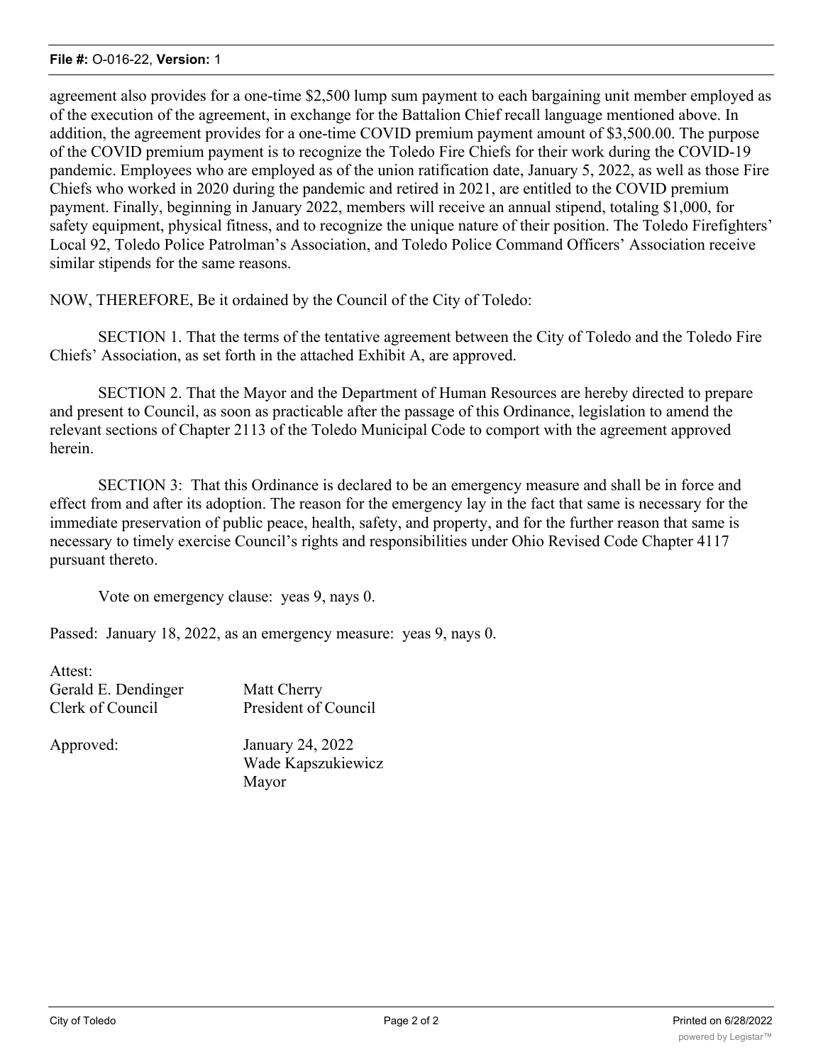agreement also provides for a one-time $2,500 lump sum payment to each bargaining unit member employed as of the execution of the agreement, in exchange for the Battalion Chief recall language mentioned above. In addition, the agreement provides for a one-time COVID premium payment amount of $3,500.00. The purpose of the COVID premium payment is to recognize the Toledo Fire Chiefs for their work during the COVID-19 pandemic. Employees who are employed as of the union ratification date, January 5, 2022, as well as those Fire Chiefs who worked in 2020 during the pandemic and retired in 2021, are entitled to the COVID premium payment. Finally, beginning in January 2022, members will receive an annual stipend, totaling $1,000, for safety equipment, physical fitness, and to recognize the unique nature of their position. The Toledo Firefighters' Local 92, Toledo Police Patrolman's Association, and Toledo Police Command Officers' Association receive similar stipends for the same reasons.

NOW, THEREFORE, Be it ordained by the Council of the City of Toledo:

SECTION 1. That the terms of the tentative agreement between the City of Toledo and the Toledo Fire Chiefs' Association, as set forth in the attached Exhibit A, are approved.

SECTION 2. That the Mayor and the Department of Human Resources are hereby directed to prepare and present to Council, as soon as practicable after the passage of this Ordinance, legislation to amend the relevant sections of Chapter 2113 of the Toledo Municipal Code to comport with the agreement approved herein.

SECTION 3: That this Ordinance is declared to be an emergency measure and shall be in force and effect from and after its adoption. The reason for the emergency lay in the fact that same is necessary for the immediate preservation of public peace, health, safety, and property, and for the further reason that same is necessary to timely exercise Council's rights and responsibilities under Ohio Revised Code Chapter 4117 pursuant thereto.

Vote on emergency clause: yeas 9, nays 0.

Passed: January 18, 2022, as an emergency measure: yeas 9, nays 0.

Attest:
Gerald E. Dendinger — Clerk of Council
Matt Cherry — President of Council

Approved: January 24, 2022
Wade Kapszukiewicz
Mayor